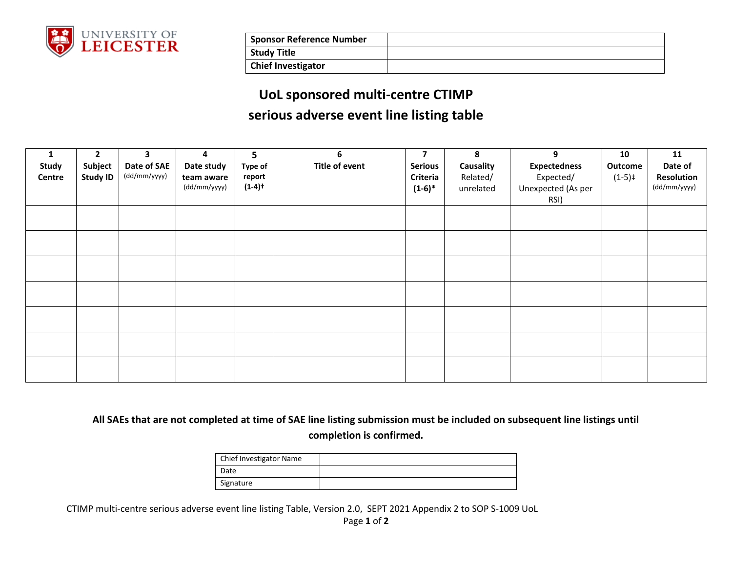UNIVERSITY OF LEICESTER

| Sponsor Reference Number | |
|---|---|
| Study Title | |
| Chief Investigator | |

# UoL sponsored multi-centre CTIMP serious adverse event line listing table

| 1 Study Centre | 2 Subject Study ID | 3 Date of SAE (dd/mm/yyyy) | 4 Date study team aware (dd/mm/yyyy) | 5 Type of report (1-4)† | 6 Title of event | 7 Serious Criteria (1-6)* | 8 Causality Related/ unrelated | 9 Expectedness Expected/ Unexpected (As per RSI) | 10 Outcome (1-5)‡ | 11 Date of Resolution (dd/mm/yyyy) |
|---|---|---|---|---|---|---|---|---|---|---|
| | | | | | | | | | | |
| | | | | | | | | | | |
| | | | | | | | | | | |
| | | | | | | | | | | |
| | | | | | | | | | | |
| | | | | | | | | | | |
| | | | | | | | | | | |

**All SAEs that are not completed at time of SAE line listing submission must be included on subsequent line listings until completion is confirmed.**

| Chief Investigator Name | |
|---|---|
| Date | |
| Signature | |

CTIMP multi-centre serious adverse event line listing Table, Version 2.0, SEPT 2021 Appendix 2 to SOP S-1009 UoL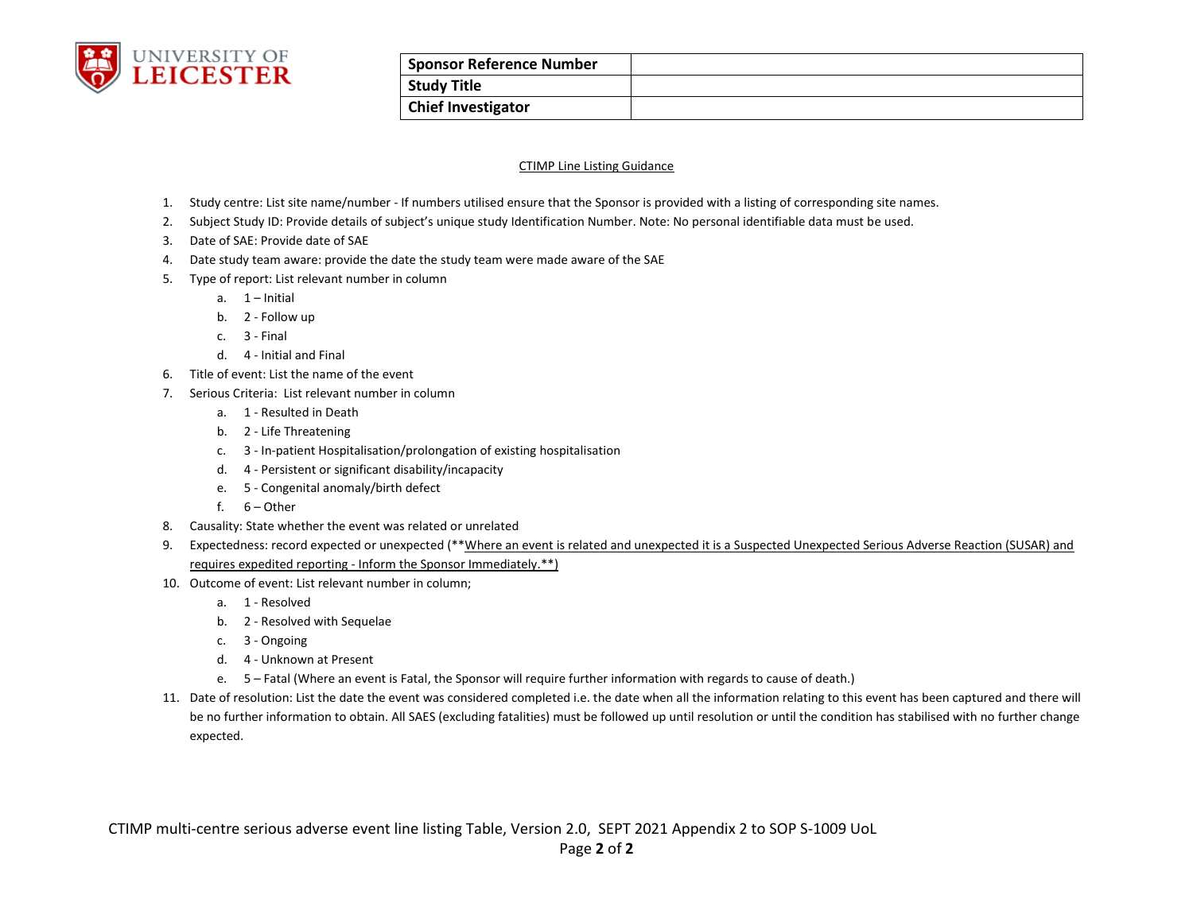| Sponsor Reference Number | |
|---|---|
| Study Title | |
| Chief Investigator | |

CTIMP Line Listing Guidance

1. Study centre: List site name/number - If numbers utilised ensure that the Sponsor is provided with a listing of corresponding site names.
2. Subject Study ID: Provide details of subject's unique study Identification Number. Note: No personal identifiable data must be used.
3. Date of SAE: Provide date of SAE
4. Date study team aware: provide the date the study team were made aware of the SAE
5. Type of report: List relevant number in column
   a. 1 – Initial
   b. 2 - Follow up
   c. 3 - Final
   d. 4 - Initial and Final
6. Title of event: List the name of the event
7. Serious Criteria: List relevant number in column
   a. 1 - Resulted in Death
   b. 2 - Life Threatening
   c. 3 - In-patient Hospitalisation/prolongation of existing hospitalisation
   d. 4 - Persistent or significant disability/incapacity
   e. 5 - Congenital anomaly/birth defect
   f. 6 – Other
8. Causality: State whether the event was related or unrelated
9. Expectedness: record expected or unexpected (**Where an event is related and unexpected it is a Suspected Unexpected Serious Adverse Reaction (SUSAR) and requires expedited reporting - Inform the Sponsor Immediately.**)
10. Outcome of event: List relevant number in column;
    a. 1 - Resolved
    b. 2 - Resolved with Sequelae
    c. 3 - Ongoing
    d. 4 - Unknown at Present
    e. 5 – Fatal (Where an event is Fatal, the Sponsor will require further information with regards to cause of death.)
11. Date of resolution: List the date the event was considered completed i.e. the date when all the information relating to this event has been captured and there will be no further information to obtain. All SAES (excluding fatalities) must be followed up until resolution or until the condition has stabilised with no further change expected.

CTIMP multi-centre serious adverse event line listing Table, Version 2.0, SEPT 2021 Appendix 2 to SOP S-1009 UoL